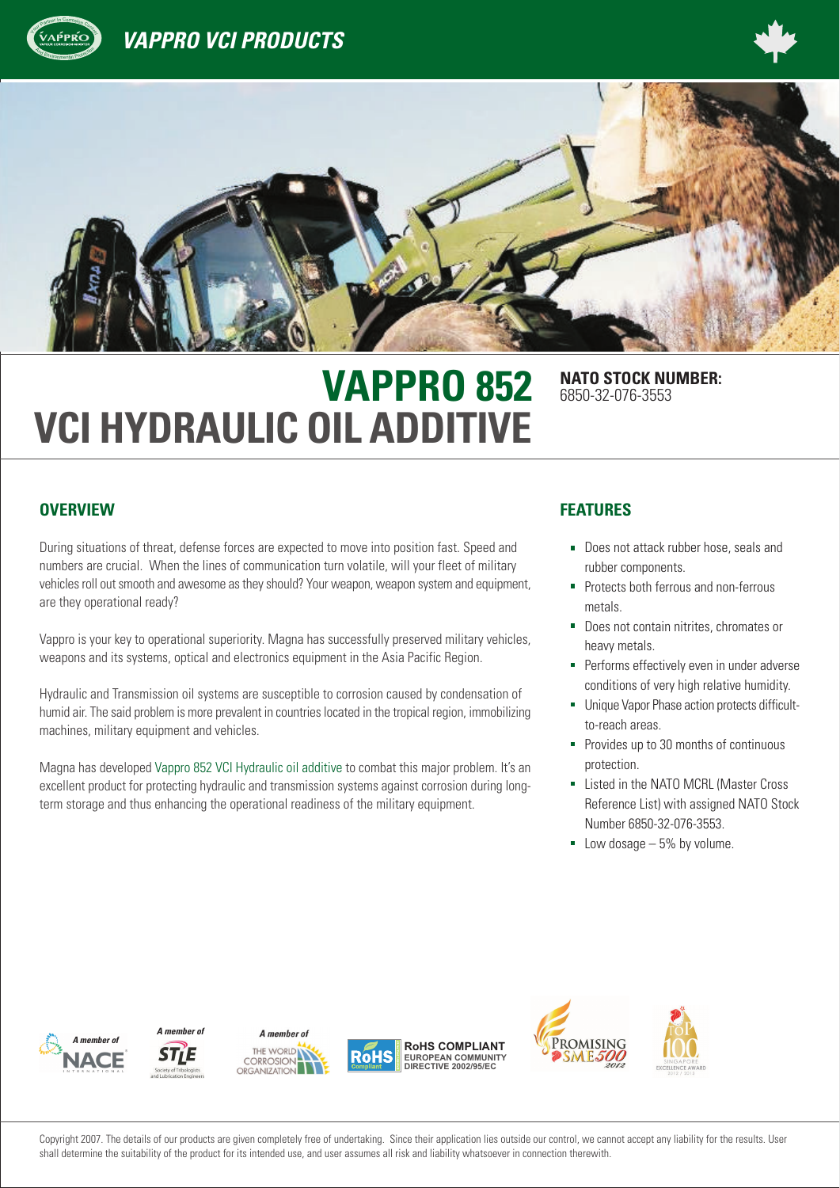# VAPPRO 852 VCI HYDRAULIC OIL ADDITIVE

**NATO STOCK NUMBER:** 6850-32-076-3553

## OVERVIEW

During situations of threat, defense forces are expected to move into position fast. Speed and numbers are crucial. When the lines of communication turn volatile, will your fleet of military vehicles roll out smooth and awesome as they should? Your weapon, weapon system and equipment, are they operational ready?

Vappro is your key to operational superiority. Magna has successfully preserved military vehicles, weapons and its systems, optical and electronics equipment in the Asia Pacific Region.

Hydraulic and Transmission oil systems are susceptible to corrosion caused by condensation of humid air. The said problem is more prevalent in countries located in the tropical region, immobilizing machines, military equipment and vehicles.

Magna has developed Vappro 852 VCI Hydraulic oil additive to combat this major problem. It's an excellent product for protecting hydraulic and transmission systems against corrosion during long-term storage and thus enhancing the operational readiness of the military equipment.

## FEATURES

- Does not attack rubber hose, seals and rubber components.
- Protects both ferrous and non-ferrous metals.
- Does not contain nitrites, chromates or heavy metals.
- Performs effectively even in under adverse conditions of very high relative humidity.
- Unique Vapor Phase action protects difficult-to-reach areas.
- Provides up to 30 months of continuous protection.
- Listed in the NATO MCRL (Master Cross Reference List) with assigned NATO Stock Number 6850-32-076-3553.
- Low dosage – 5% by volume.

A member of NACE International | A member of STLE Society of Tribologists and Lubrication Engineers | A member of The World Corrosion Organization | RoHS Compliant European Community Directive 2002/95/EC | Promising SME500 2012 | Top 100 Singapore Excellence Award 2012 / 2013

Copyright 2007. The details of our products are given completely free of undertaking. Since their application lies outside our control, we cannot accept any liability for the results. User shall determine the suitability of the product for its intended use, and user assumes all risk and liability whatsoever in connection therewith.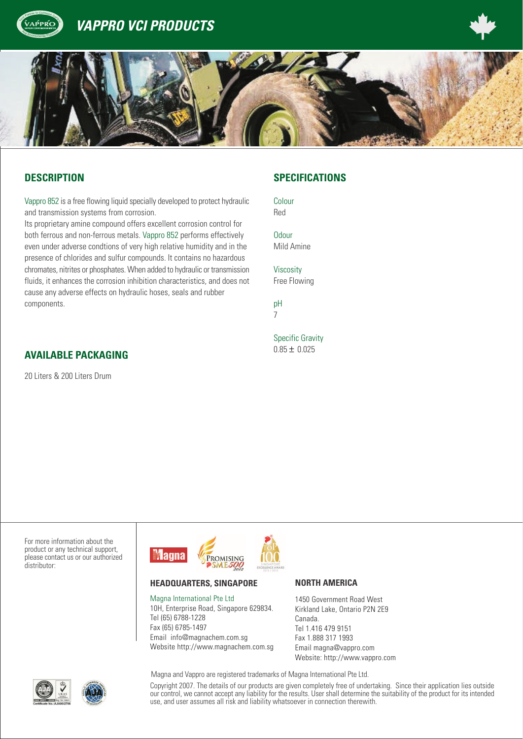# VAPPRO VCI PRODUCTS

## DESCRIPTION

Vappro 852 is a free flowing liquid specially developed to protect hydraulic and transmission systems from corrosion.

Its proprietary amine compound offers excellent corrosion control for both ferrous and non-ferrous metals. Vappro 852 performs effectively even under adverse condtions of very high relative humidity and in the presence of chlorides and sulfur compounds. It contains no hazardous chromates, nitrites or phosphates. When added to hydraulic or transmission fluids, it enhances the corrosion inhibition characteristics, and does not cause any adverse effects on hydraulic hoses, seals and rubber components.

## AVAILABLE PACKAGING

20 Liters & 200 Liters Drum

## SPECIFICATIONS

Colour
Red

Odour
Mild Amine

Viscosity
Free Flowing

pH
7

Specific Gravity
$0.85 \pm 0.025$

For more information about the product or any technical support, please contact us or our authorized distributor:

### HEADQUARTERS, SINGAPORE

Magna International Pte Ltd
10H, Enterprise Road, Singapore 629834.
Tel (65) 6788-1228
Fax (65) 6785-1497
Email info@magnachem.com.sg
Website http://www.magnachem.com.sg

### NORTH AMERICA

1450 Government Road West
Kirkland Lake, Ontario P2N 2E9
Canada.
Tel 1.416 479 9151
Fax 1.888 317 1993
Email magna@vappro.com
Website: http://www.vappro.com

Magna and Vappro are registered trademarks of Magna International Pte Ltd.

Copyright 2007. The details of our products are given completely free of undertaking. Since their application lies outside our control, we cannot accept any liability for the results. User shall determine the suitability of the product for its intended use, and user assumes all risk and liability whatsoever in connection therewith.